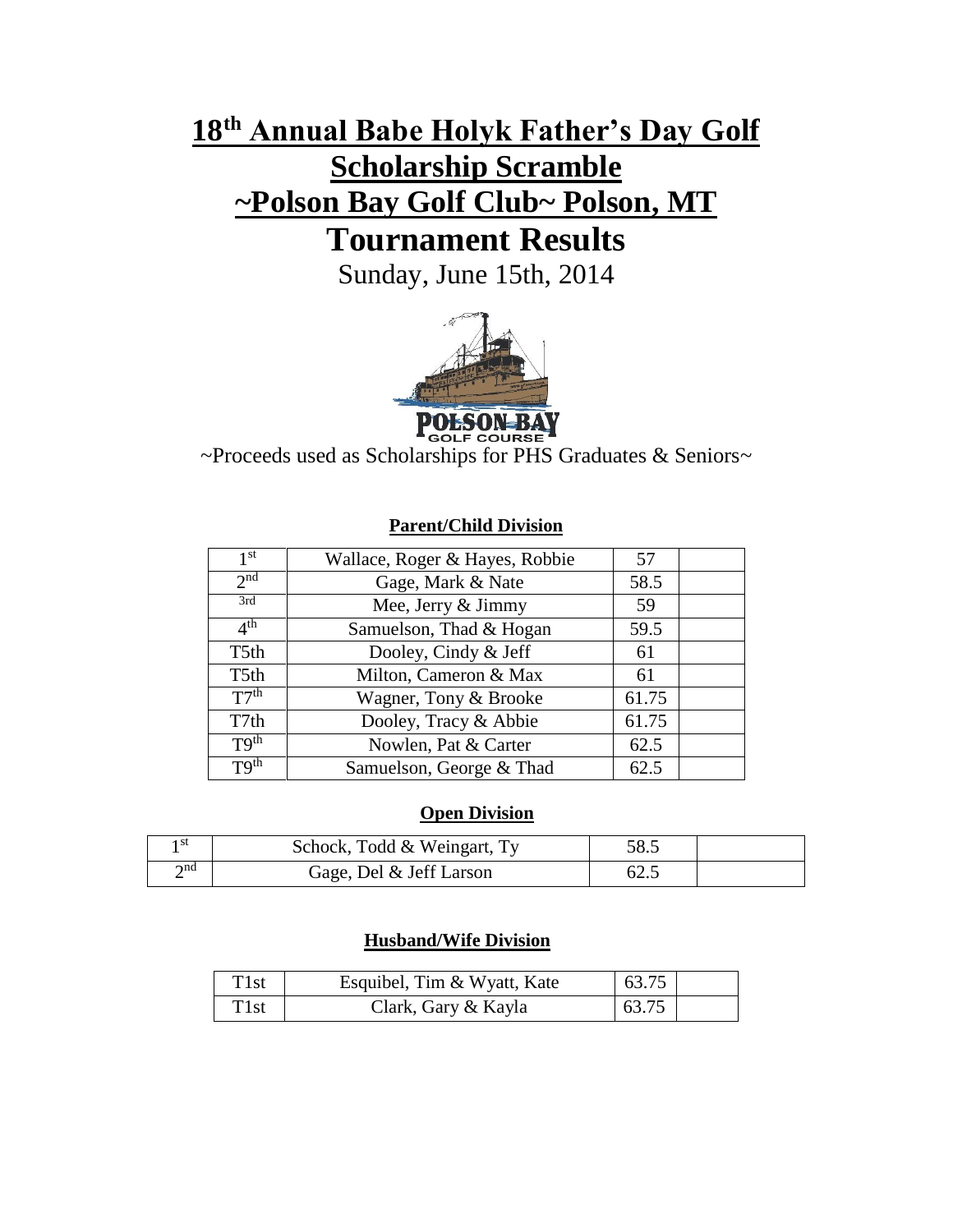# 18th Annual Babe Holyk Father's Day Golf Scholarship Scramble ~Polson Bay Golf Club~ Polson, MT

# Tournament Results

Sunday, June 15th, 2014

~Proceeds used as Scholarships for PHS Graduates & Seniors~

### Parent/Child Division

| | | | |
|---|---|---|---|
| 1st | Wallace, Roger & Hayes, Robbie | 57 | |
| 2nd | Gage, Mark & Nate | 58.5 | |
| 3rd | Mee, Jerry & Jimmy | 59 | |
| 4th | Samuelson, Thad & Hogan | 59.5 | |
| T5th | Dooley, Cindy & Jeff | 61 | |
| T5th | Milton, Cameron & Max | 61 | |
| T7th | Wagner, Tony & Brooke | 61.75 | |
| T7th | Dooley, Tracy & Abbie | 61.75 | |
| T9th | Nowlen, Pat & Carter | 62.5 | |
| T9th | Samuelson, George & Thad | 62.5 | |

### Open Division

| | | | |
|---|---|---|---|
| 1st | Schock, Todd & Weingart, Ty | 58.5 | |
| 2nd | Gage, Del & Jeff Larson | 62.5 | |

### Husband/Wife Division

| | | | |
|---|---|---|---|
| T1st | Esquibel, Tim & Wyatt, Kate | 63.75 | |
| T1st | Clark, Gary & Kayla | 63.75 | |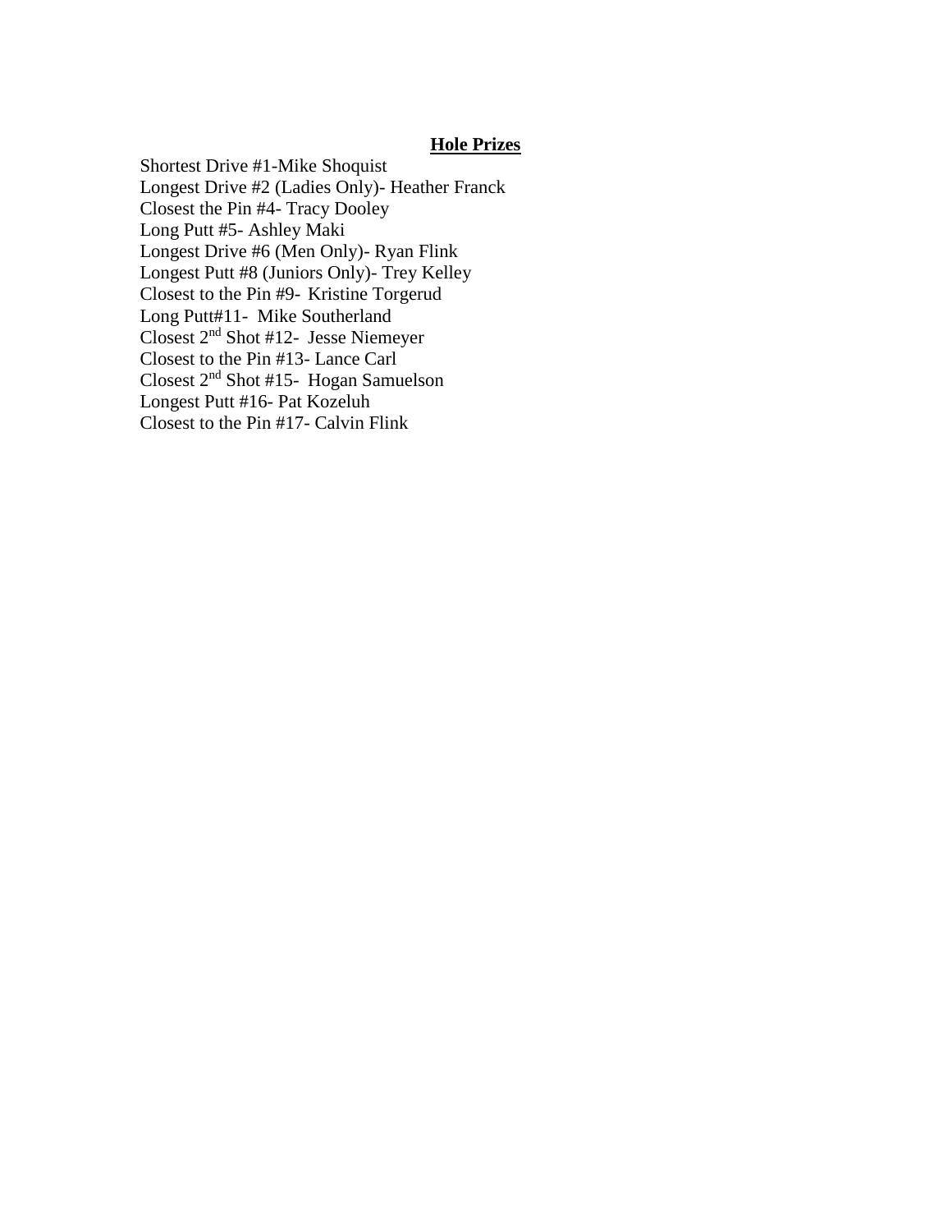**Hole Prizes**

Shortest Drive #1-Mike Shoquist
Longest Drive #2 (Ladies Only)- Heather Franck
Closest the Pin #4- Tracy Dooley
Long Putt #5- Ashley Maki
Longest Drive #6 (Men Only)- Ryan Flink
Longest Putt #8 (Juniors Only)- Trey Kelley
Closest to the Pin #9- Kristine Torgerud
Long Putt#11- Mike Southerland
Closest 2nd Shot #12- Jesse Niemeyer
Closest to the Pin #13- Lance Carl
Closest 2nd Shot #15- Hogan Samuelson
Longest Putt #16- Pat Kozeluh
Closest to the Pin #17- Calvin Flink